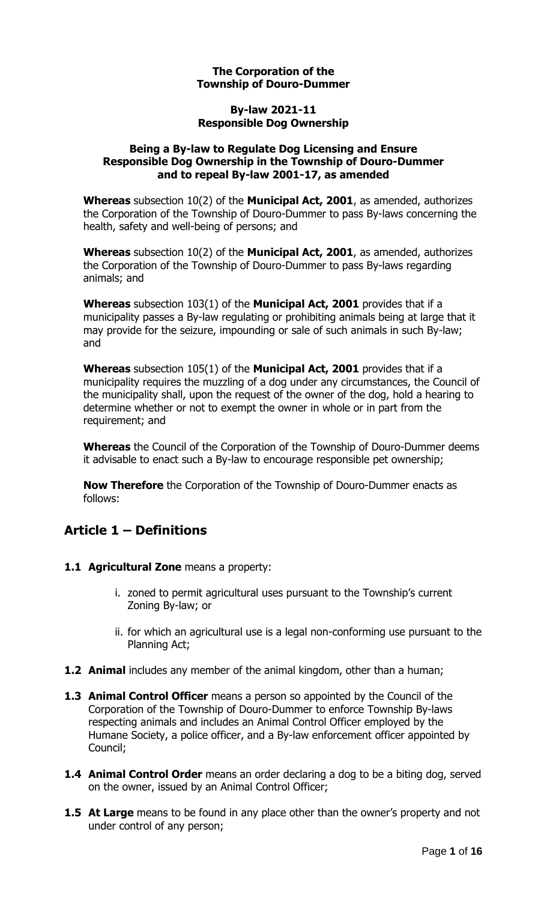**The Corporation of the Township of Douro-Dummer**

**By-law 2021-11**
**Responsible Dog Ownership**

**Being a By-law to Regulate Dog Licensing and Ensure Responsible Dog Ownership in the Township of Douro-Dummer and to repeal By-law 2001-17, as amended**

**Whereas** subsection 10(2) of the **Municipal Act, 2001**, as amended, authorizes the Corporation of the Township of Douro-Dummer to pass By-laws concerning the health, safety and well-being of persons; and

**Whereas** subsection 10(2) of the **Municipal Act, 2001**, as amended, authorizes the Corporation of the Township of Douro-Dummer to pass By-laws regarding animals; and

**Whereas** subsection 103(1) of the **Municipal Act, 2001** provides that if a municipality passes a By-law regulating or prohibiting animals being at large that it may provide for the seizure, impounding or sale of such animals in such By-law; and

**Whereas** subsection 105(1) of the **Municipal Act, 2001** provides that if a municipality requires the muzzling of a dog under any circumstances, the Council of the municipality shall, upon the request of the owner of the dog, hold a hearing to determine whether or not to exempt the owner in whole or in part from the requirement; and

**Whereas** the Council of the Corporation of the Township of Douro-Dummer deems it advisable to enact such a By-law to encourage responsible pet ownership;

**Now Therefore** the Corporation of the Township of Douro-Dummer enacts as follows:

## Article 1 – Definitions

**1.1 Agricultural Zone** means a property:

i. zoned to permit agricultural uses pursuant to the Township's current Zoning By-law; or

ii. for which an agricultural use is a legal non-conforming use pursuant to the Planning Act;

**1.2 Animal** includes any member of the animal kingdom, other than a human;

**1.3 Animal Control Officer** means a person so appointed by the Council of the Corporation of the Township of Douro-Dummer to enforce Township By-laws respecting animals and includes an Animal Control Officer employed by the Humane Society, a police officer, and a By-law enforcement officer appointed by Council;

**1.4 Animal Control Order** means an order declaring a dog to be a biting dog, served on the owner, issued by an Animal Control Officer;

**1.5 At Large** means to be found in any place other than the owner's property and not under control of any person;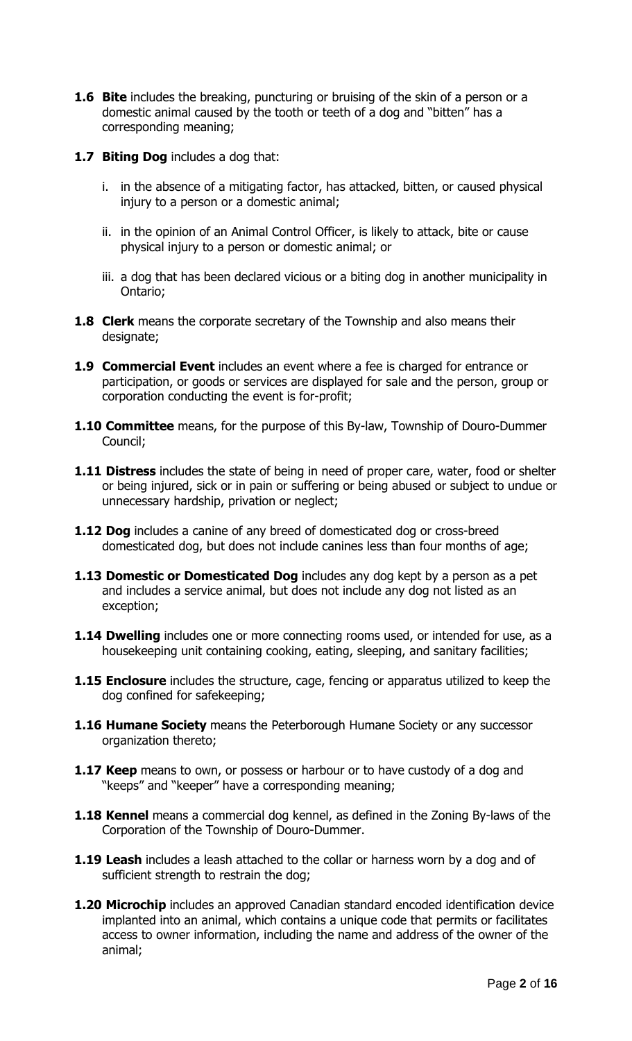**1.6 Bite** includes the breaking, puncturing or bruising of the skin of a person or a domestic animal caused by the tooth or teeth of a dog and "bitten" has a corresponding meaning;

**1.7 Biting Dog** includes a dog that:

i. in the absence of a mitigating factor, has attacked, bitten, or caused physical injury to a person or a domestic animal;

ii. in the opinion of an Animal Control Officer, is likely to attack, bite or cause physical injury to a person or domestic animal; or

iii. a dog that has been declared vicious or a biting dog in another municipality in Ontario;

**1.8 Clerk** means the corporate secretary of the Township and also means their designate;

**1.9 Commercial Event** includes an event where a fee is charged for entrance or participation, or goods or services are displayed for sale and the person, group or corporation conducting the event is for-profit;

**1.10 Committee** means, for the purpose of this By-law, Township of Douro-Dummer Council;

**1.11 Distress** includes the state of being in need of proper care, water, food or shelter or being injured, sick or in pain or suffering or being abused or subject to undue or unnecessary hardship, privation or neglect;

**1.12 Dog** includes a canine of any breed of domesticated dog or cross-breed domesticated dog, but does not include canines less than four months of age;

**1.13 Domestic or Domesticated Dog** includes any dog kept by a person as a pet and includes a service animal, but does not include any dog not listed as an exception;

**1.14 Dwelling** includes one or more connecting rooms used, or intended for use, as a housekeeping unit containing cooking, eating, sleeping, and sanitary facilities;

**1.15 Enclosure** includes the structure, cage, fencing or apparatus utilized to keep the dog confined for safekeeping;

**1.16 Humane Society** means the Peterborough Humane Society or any successor organization thereto;

**1.17 Keep** means to own, or possess or harbour or to have custody of a dog and "keeps" and "keeper" have a corresponding meaning;

**1.18 Kennel** means a commercial dog kennel, as defined in the Zoning By-laws of the Corporation of the Township of Douro-Dummer.

**1.19 Leash** includes a leash attached to the collar or harness worn by a dog and of sufficient strength to restrain the dog;

**1.20 Microchip** includes an approved Canadian standard encoded identification device implanted into an animal, which contains a unique code that permits or facilitates access to owner information, including the name and address of the owner of the animal;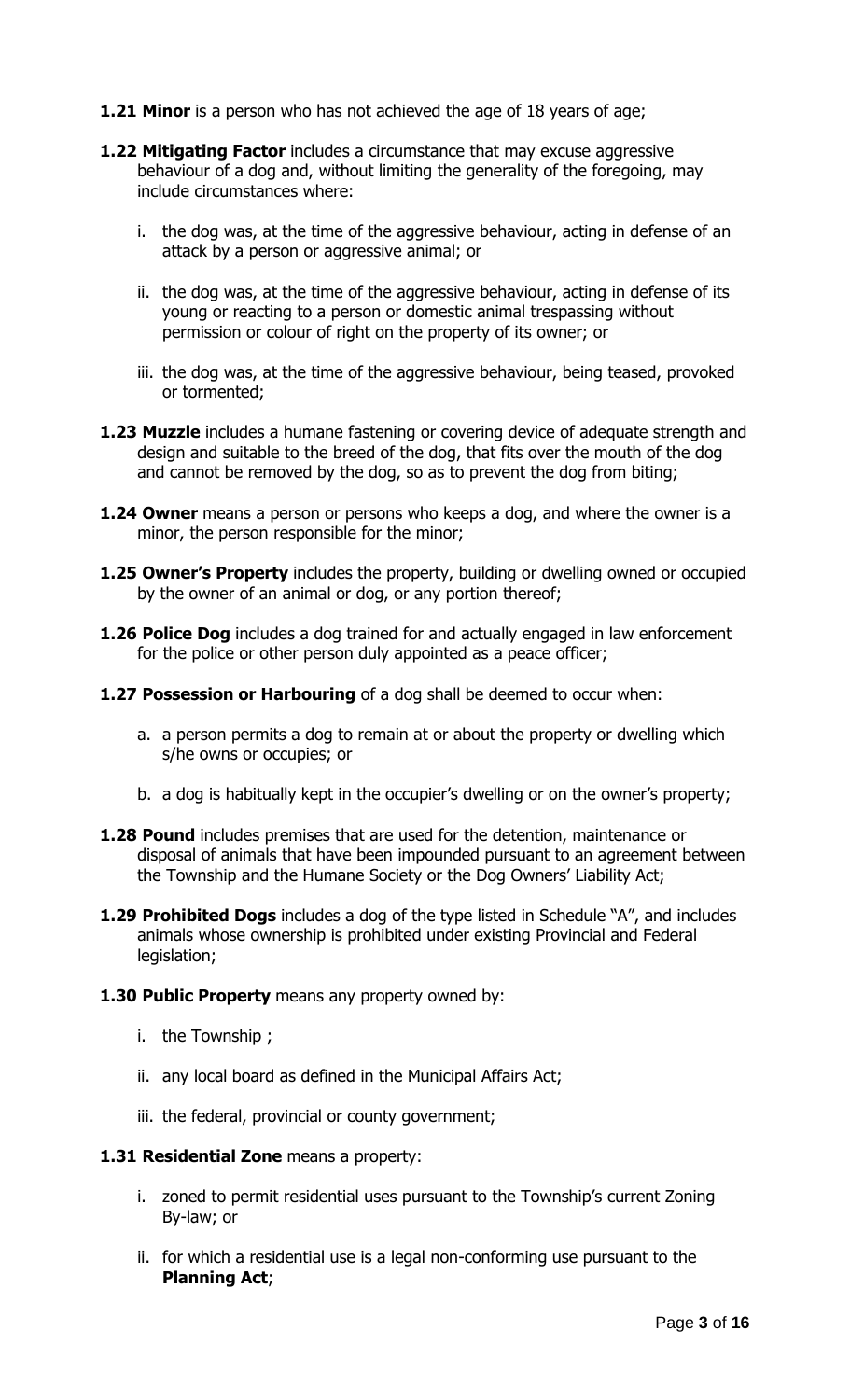**1.21 Minor** is a person who has not achieved the age of 18 years of age;

**1.22 Mitigating Factor** includes a circumstance that may excuse aggressive behaviour of a dog and, without limiting the generality of the foregoing, may include circumstances where:

i. the dog was, at the time of the aggressive behaviour, acting in defense of an attack by a person or aggressive animal; or

ii. the dog was, at the time of the aggressive behaviour, acting in defense of its young or reacting to a person or domestic animal trespassing without permission or colour of right on the property of its owner; or

iii. the dog was, at the time of the aggressive behaviour, being teased, provoked or tormented;

**1.23 Muzzle** includes a humane fastening or covering device of adequate strength and design and suitable to the breed of the dog, that fits over the mouth of the dog and cannot be removed by the dog, so as to prevent the dog from biting;

**1.24 Owner** means a person or persons who keeps a dog, and where the owner is a minor, the person responsible for the minor;

**1.25 Owner's Property** includes the property, building or dwelling owned or occupied by the owner of an animal or dog, or any portion thereof;

**1.26 Police Dog** includes a dog trained for and actually engaged in law enforcement for the police or other person duly appointed as a peace officer;

**1.27 Possession or Harbouring** of a dog shall be deemed to occur when:

a. a person permits a dog to remain at or about the property or dwelling which s/he owns or occupies; or

b. a dog is habitually kept in the occupier's dwelling or on the owner's property;

**1.28 Pound** includes premises that are used for the detention, maintenance or disposal of animals that have been impounded pursuant to an agreement between the Township and the Humane Society or the Dog Owners' Liability Act;

**1.29 Prohibited Dogs** includes a dog of the type listed in Schedule "A", and includes animals whose ownership is prohibited under existing Provincial and Federal legislation;

**1.30 Public Property** means any property owned by:

i. the Township ;

ii. any local board as defined in the Municipal Affairs Act;

iii. the federal, provincial or county government;

**1.31 Residential Zone** means a property:

i. zoned to permit residential uses pursuant to the Township's current Zoning By-law; or

ii. for which a residential use is a legal non-conforming use pursuant to the **Planning Act**;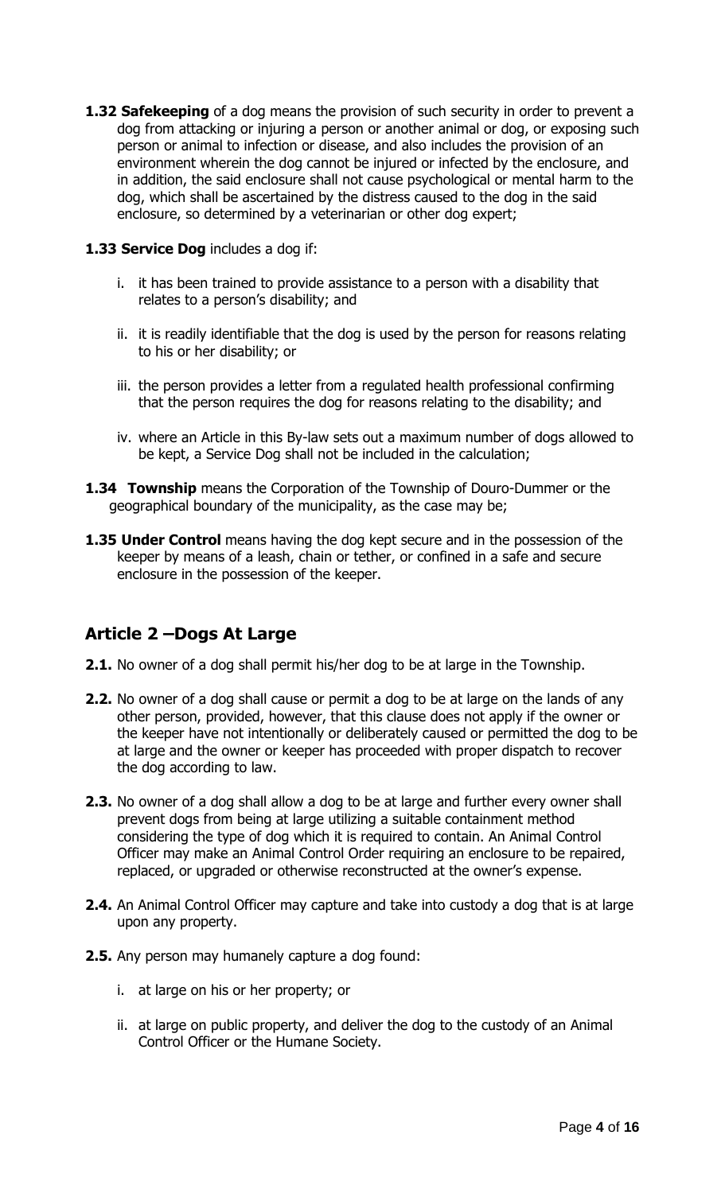**1.32 Safekeeping** of a dog means the provision of such security in order to prevent a dog from attacking or injuring a person or another animal or dog, or exposing such person or animal to infection or disease, and also includes the provision of an environment wherein the dog cannot be injured or infected by the enclosure, and in addition, the said enclosure shall not cause psychological or mental harm to the dog, which shall be ascertained by the distress caused to the dog in the said enclosure, so determined by a veterinarian or other dog expert;

**1.33 Service Dog** includes a dog if:

i. it has been trained to provide assistance to a person with a disability that relates to a person's disability; and

ii. it is readily identifiable that the dog is used by the person for reasons relating to his or her disability; or

iii. the person provides a letter from a regulated health professional confirming that the person requires the dog for reasons relating to the disability; and

iv. where an Article in this By-law sets out a maximum number of dogs allowed to be kept, a Service Dog shall not be included in the calculation;

**1.34 Township** means the Corporation of the Township of Douro-Dummer or the geographical boundary of the municipality, as the case may be;

**1.35 Under Control** means having the dog kept secure and in the possession of the keeper by means of a leash, chain or tether, or confined in a safe and secure enclosure in the possession of the keeper.

## Article 2 –Dogs At Large

**2.1.** No owner of a dog shall permit his/her dog to be at large in the Township.

**2.2.** No owner of a dog shall cause or permit a dog to be at large on the lands of any other person, provided, however, that this clause does not apply if the owner or the keeper have not intentionally or deliberately caused or permitted the dog to be at large and the owner or keeper has proceeded with proper dispatch to recover the dog according to law.

**2.3.** No owner of a dog shall allow a dog to be at large and further every owner shall prevent dogs from being at large utilizing a suitable containment method considering the type of dog which it is required to contain. An Animal Control Officer may make an Animal Control Order requiring an enclosure to be repaired, replaced, or upgraded or otherwise reconstructed at the owner's expense.

**2.4.** An Animal Control Officer may capture and take into custody a dog that is at large upon any property.

**2.5.** Any person may humanely capture a dog found:

i. at large on his or her property; or

ii. at large on public property, and deliver the dog to the custody of an Animal Control Officer or the Humane Society.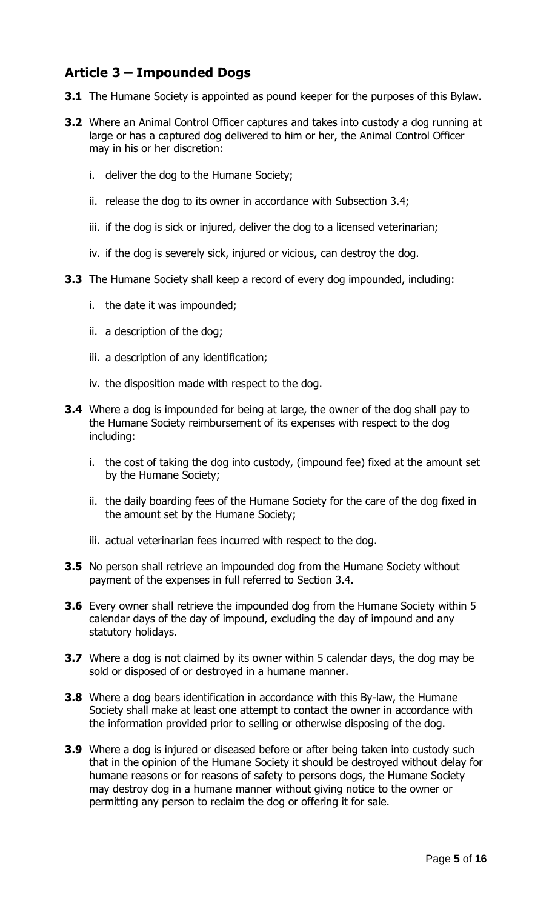## Article 3 – Impounded Dogs

**3.1** The Humane Society is appointed as pound keeper for the purposes of this Bylaw.

**3.2** Where an Animal Control Officer captures and takes into custody a dog running at large or has a captured dog delivered to him or her, the Animal Control Officer may in his or her discretion:

i. deliver the dog to the Humane Society;

ii. release the dog to its owner in accordance with Subsection 3.4;

iii. if the dog is sick or injured, deliver the dog to a licensed veterinarian;

iv. if the dog is severely sick, injured or vicious, can destroy the dog.

**3.3** The Humane Society shall keep a record of every dog impounded, including:

i. the date it was impounded;

ii. a description of the dog;

iii. a description of any identification;

iv. the disposition made with respect to the dog.

**3.4** Where a dog is impounded for being at large, the owner of the dog shall pay to the Humane Society reimbursement of its expenses with respect to the dog including:

i. the cost of taking the dog into custody, (impound fee) fixed at the amount set by the Humane Society;

ii. the daily boarding fees of the Humane Society for the care of the dog fixed in the amount set by the Humane Society;

iii. actual veterinarian fees incurred with respect to the dog.

**3.5** No person shall retrieve an impounded dog from the Humane Society without payment of the expenses in full referred to Section 3.4.

**3.6** Every owner shall retrieve the impounded dog from the Humane Society within 5 calendar days of the day of impound, excluding the day of impound and any statutory holidays.

**3.7** Where a dog is not claimed by its owner within 5 calendar days, the dog may be sold or disposed of or destroyed in a humane manner.

**3.8** Where a dog bears identification in accordance with this By-law, the Humane Society shall make at least one attempt to contact the owner in accordance with the information provided prior to selling or otherwise disposing of the dog.

**3.9** Where a dog is injured or diseased before or after being taken into custody such that in the opinion of the Humane Society it should be destroyed without delay for humane reasons or for reasons of safety to persons dogs, the Humane Society may destroy dog in a humane manner without giving notice to the owner or permitting any person to reclaim the dog or offering it for sale.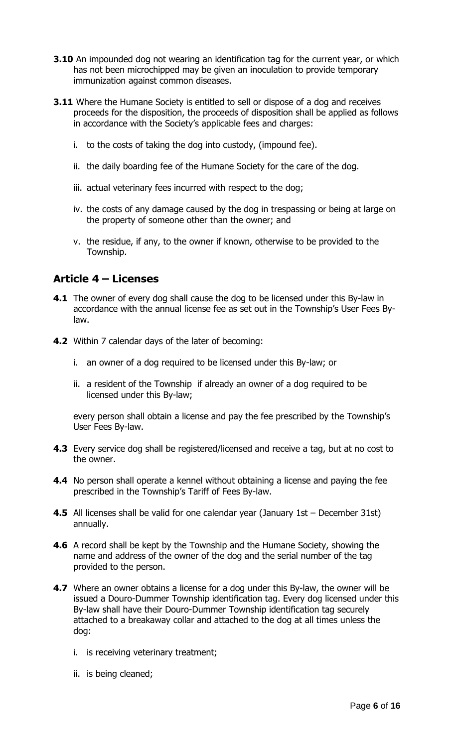**3.10** An impounded dog not wearing an identification tag for the current year, or which has not been microchipped may be given an inoculation to provide temporary immunization against common diseases.

**3.11** Where the Humane Society is entitled to sell or dispose of a dog and receives proceeds for the disposition, the proceeds of disposition shall be applied as follows in accordance with the Society's applicable fees and charges:

i. to the costs of taking the dog into custody, (impound fee).

ii. the daily boarding fee of the Humane Society for the care of the dog.

iii. actual veterinary fees incurred with respect to the dog;

iv. the costs of any damage caused by the dog in trespassing or being at large on the property of someone other than the owner; and

v. the residue, if any, to the owner if known, otherwise to be provided to the Township.

## Article 4 – Licenses

**4.1** The owner of every dog shall cause the dog to be licensed under this By-law in accordance with the annual license fee as set out in the Township's User Fees By-law.

**4.2** Within 7 calendar days of the later of becoming:

i. an owner of a dog required to be licensed under this By-law; or

ii. a resident of the Township if already an owner of a dog required to be licensed under this By-law;

every person shall obtain a license and pay the fee prescribed by the Township's User Fees By-law.

**4.3** Every service dog shall be registered/licensed and receive a tag, but at no cost to the owner.

**4.4** No person shall operate a kennel without obtaining a license and paying the fee prescribed in the Township's Tariff of Fees By-law.

**4.5** All licenses shall be valid for one calendar year (January 1st – December 31st) annually.

**4.6** A record shall be kept by the Township and the Humane Society, showing the name and address of the owner of the dog and the serial number of the tag provided to the person.

**4.7** Where an owner obtains a license for a dog under this By-law, the owner will be issued a Douro-Dummer Township identification tag. Every dog licensed under this By-law shall have their Douro-Dummer Township identification tag securely attached to a breakaway collar and attached to the dog at all times unless the dog:

i. is receiving veterinary treatment;

ii. is being cleaned;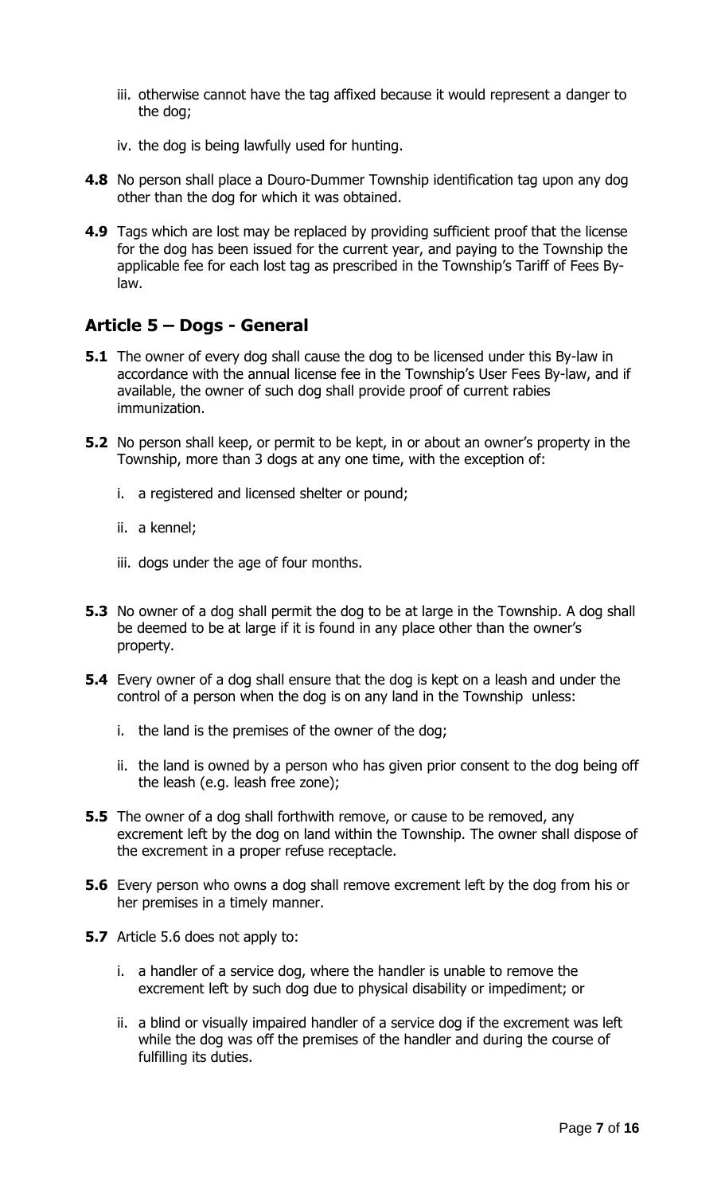iii. otherwise cannot have the tag affixed because it would represent a danger to the dog;

iv. the dog is being lawfully used for hunting.

**4.8** No person shall place a Douro-Dummer Township identification tag upon any dog other than the dog for which it was obtained.

**4.9** Tags which are lost may be replaced by providing sufficient proof that the license for the dog has been issued for the current year, and paying to the Township the applicable fee for each lost tag as prescribed in the Township's Tariff of Fees By-law.

## Article 5 – Dogs - General

**5.1** The owner of every dog shall cause the dog to be licensed under this By-law in accordance with the annual license fee in the Township's User Fees By-law, and if available, the owner of such dog shall provide proof of current rabies immunization.

**5.2** No person shall keep, or permit to be kept, in or about an owner's property in the Township, more than 3 dogs at any one time, with the exception of:

i. a registered and licensed shelter or pound;

ii. a kennel;

iii. dogs under the age of four months.

**5.3** No owner of a dog shall permit the dog to be at large in the Township. A dog shall be deemed to be at large if it is found in any place other than the owner's property.

**5.4** Every owner of a dog shall ensure that the dog is kept on a leash and under the control of a person when the dog is on any land in the Township unless:

i. the land is the premises of the owner of the dog;

ii. the land is owned by a person who has given prior consent to the dog being off the leash (e.g. leash free zone);

**5.5** The owner of a dog shall forthwith remove, or cause to be removed, any excrement left by the dog on land within the Township. The owner shall dispose of the excrement in a proper refuse receptacle.

**5.6** Every person who owns a dog shall remove excrement left by the dog from his or her premises in a timely manner.

**5.7** Article 5.6 does not apply to:

i. a handler of a service dog, where the handler is unable to remove the excrement left by such dog due to physical disability or impediment; or

ii. a blind or visually impaired handler of a service dog if the excrement was left while the dog was off the premises of the handler and during the course of fulfilling its duties.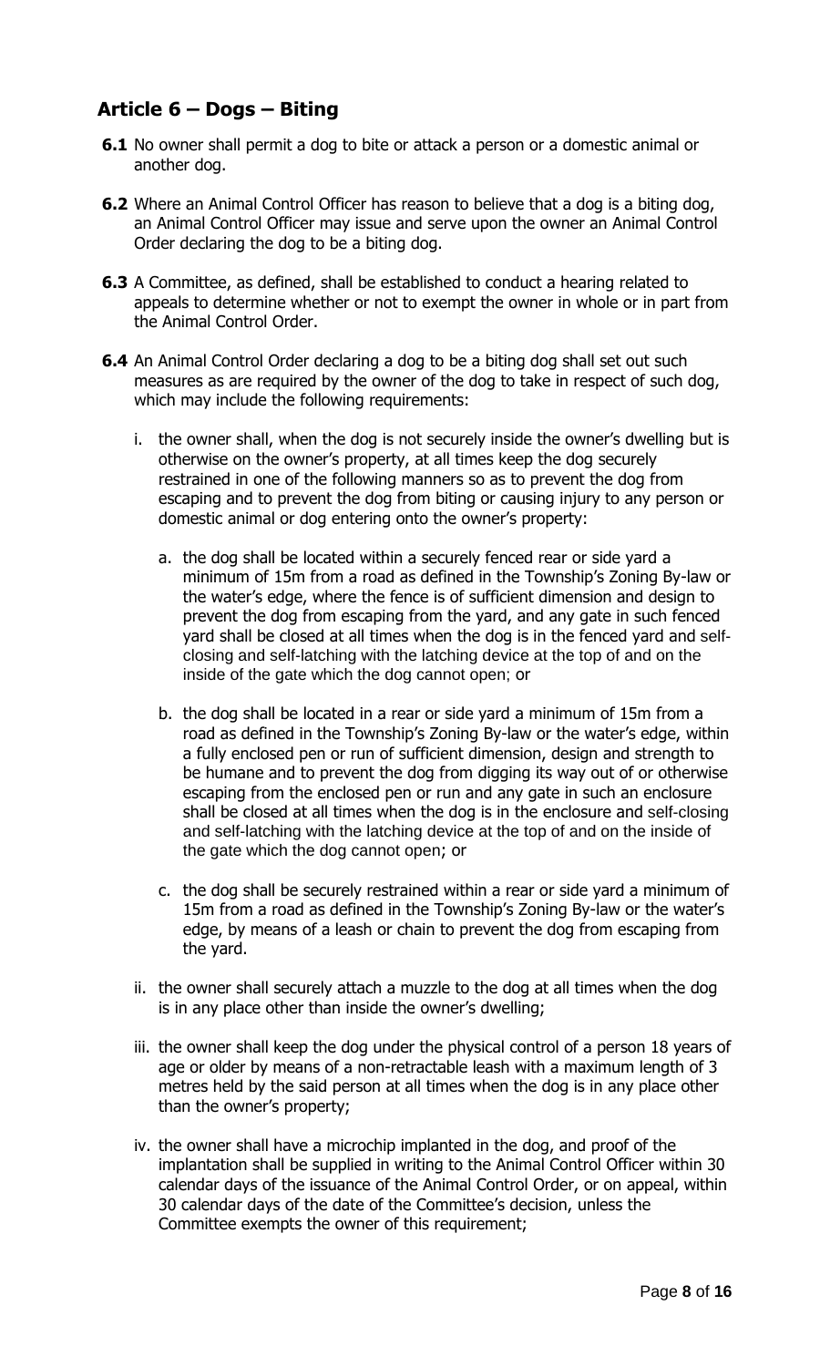## Article 6 – Dogs – Biting

**6.1** No owner shall permit a dog to bite or attack a person or a domestic animal or another dog.

**6.2** Where an Animal Control Officer has reason to believe that a dog is a biting dog, an Animal Control Officer may issue and serve upon the owner an Animal Control Order declaring the dog to be a biting dog.

**6.3** A Committee, as defined, shall be established to conduct a hearing related to appeals to determine whether or not to exempt the owner in whole or in part from the Animal Control Order.

**6.4** An Animal Control Order declaring a dog to be a biting dog shall set out such measures as are required by the owner of the dog to take in respect of such dog, which may include the following requirements:

i. the owner shall, when the dog is not securely inside the owner's dwelling but is otherwise on the owner's property, at all times keep the dog securely restrained in one of the following manners so as to prevent the dog from escaping and to prevent the dog from biting or causing injury to any person or domestic animal or dog entering onto the owner's property:

   a. the dog shall be located within a securely fenced rear or side yard a minimum of 15m from a road as defined in the Township's Zoning By-law or the water's edge, where the fence is of sufficient dimension and design to prevent the dog from escaping from the yard, and any gate in such fenced yard shall be closed at all times when the dog is in the fenced yard and self-closing and self-latching with the latching device at the top of and on the inside of the gate which the dog cannot open; or

   b. the dog shall be located in a rear or side yard a minimum of 15m from a road as defined in the Township's Zoning By-law or the water's edge, within a fully enclosed pen or run of sufficient dimension, design and strength to be humane and to prevent the dog from digging its way out of or otherwise escaping from the enclosed pen or run and any gate in such an enclosure shall be closed at all times when the dog is in the enclosure and self-closing and self-latching with the latching device at the top of and on the inside of the gate which the dog cannot open; or

   c. the dog shall be securely restrained within a rear or side yard a minimum of 15m from a road as defined in the Township's Zoning By-law or the water's edge, by means of a leash or chain to prevent the dog from escaping from the yard.

ii. the owner shall securely attach a muzzle to the dog at all times when the dog is in any place other than inside the owner's dwelling;

iii. the owner shall keep the dog under the physical control of a person 18 years of age or older by means of a non-retractable leash with a maximum length of 3 metres held by the said person at all times when the dog is in any place other than the owner's property;

iv. the owner shall have a microchip implanted in the dog, and proof of the implantation shall be supplied in writing to the Animal Control Officer within 30 calendar days of the issuance of the Animal Control Order, or on appeal, within 30 calendar days of the date of the Committee's decision, unless the Committee exempts the owner of this requirement;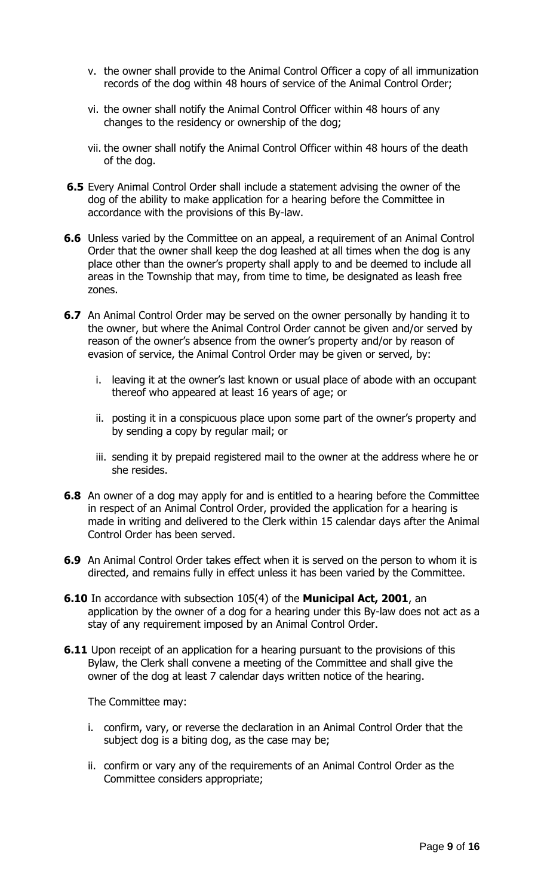v. the owner shall provide to the Animal Control Officer a copy of all immunization records of the dog within 48 hours of service of the Animal Control Order;

vi. the owner shall notify the Animal Control Officer within 48 hours of any changes to the residency or ownership of the dog;

vii. the owner shall notify the Animal Control Officer within 48 hours of the death of the dog.

**6.5** Every Animal Control Order shall include a statement advising the owner of the dog of the ability to make application for a hearing before the Committee in accordance with the provisions of this By-law.

**6.6** Unless varied by the Committee on an appeal, a requirement of an Animal Control Order that the owner shall keep the dog leashed at all times when the dog is any place other than the owner's property shall apply to and be deemed to include all areas in the Township that may, from time to time, be designated as leash free zones.

**6.7** An Animal Control Order may be served on the owner personally by handing it to the owner, but where the Animal Control Order cannot be given and/or served by reason of the owner's absence from the owner's property and/or by reason of evasion of service, the Animal Control Order may be given or served, by:

i. leaving it at the owner's last known or usual place of abode with an occupant thereof who appeared at least 16 years of age; or

ii. posting it in a conspicuous place upon some part of the owner's property and by sending a copy by regular mail; or

iii. sending it by prepaid registered mail to the owner at the address where he or she resides.

**6.8** An owner of a dog may apply for and is entitled to a hearing before the Committee in respect of an Animal Control Order, provided the application for a hearing is made in writing and delivered to the Clerk within 15 calendar days after the Animal Control Order has been served.

**6.9** An Animal Control Order takes effect when it is served on the person to whom it is directed, and remains fully in effect unless it has been varied by the Committee.

**6.10** In accordance with subsection 105(4) of the **Municipal Act, 2001**, an application by the owner of a dog for a hearing under this By-law does not act as a stay of any requirement imposed by an Animal Control Order.

**6.11** Upon receipt of an application for a hearing pursuant to the provisions of this Bylaw, the Clerk shall convene a meeting of the Committee and shall give the owner of the dog at least 7 calendar days written notice of the hearing.

The Committee may:

i. confirm, vary, or reverse the declaration in an Animal Control Order that the subject dog is a biting dog, as the case may be;

ii. confirm or vary any of the requirements of an Animal Control Order as the Committee considers appropriate;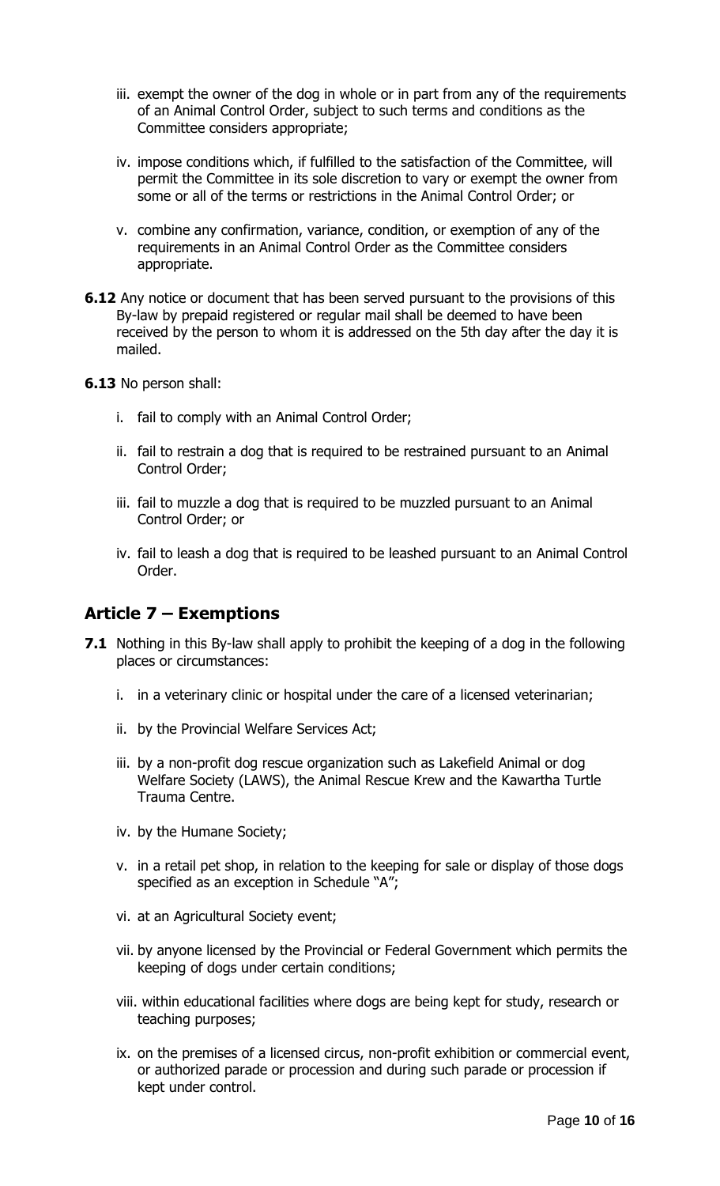iii. exempt the owner of the dog in whole or in part from any of the requirements of an Animal Control Order, subject to such terms and conditions as the Committee considers appropriate;

iv. impose conditions which, if fulfilled to the satisfaction of the Committee, will permit the Committee in its sole discretion to vary or exempt the owner from some or all of the terms or restrictions in the Animal Control Order; or

v. combine any confirmation, variance, condition, or exemption of any of the requirements in an Animal Control Order as the Committee considers appropriate.

**6.12** Any notice or document that has been served pursuant to the provisions of this By-law by prepaid registered or regular mail shall be deemed to have been received by the person to whom it is addressed on the 5th day after the day it is mailed.

**6.13** No person shall:

i. fail to comply with an Animal Control Order;

ii. fail to restrain a dog that is required to be restrained pursuant to an Animal Control Order;

iii. fail to muzzle a dog that is required to be muzzled pursuant to an Animal Control Order; or

iv. fail to leash a dog that is required to be leashed pursuant to an Animal Control Order.

## Article 7 – Exemptions

**7.1** Nothing in this By-law shall apply to prohibit the keeping of a dog in the following places or circumstances:

i. in a veterinary clinic or hospital under the care of a licensed veterinarian;

ii. by the Provincial Welfare Services Act;

iii. by a non-profit dog rescue organization such as Lakefield Animal or dog Welfare Society (LAWS), the Animal Rescue Krew and the Kawartha Turtle Trauma Centre.

iv. by the Humane Society;

v. in a retail pet shop, in relation to the keeping for sale or display of those dogs specified as an exception in Schedule "A";

vi. at an Agricultural Society event;

vii. by anyone licensed by the Provincial or Federal Government which permits the keeping of dogs under certain conditions;

viii. within educational facilities where dogs are being kept for study, research or teaching purposes;

ix. on the premises of a licensed circus, non-profit exhibition or commercial event, or authorized parade or procession and during such parade or procession if kept under control.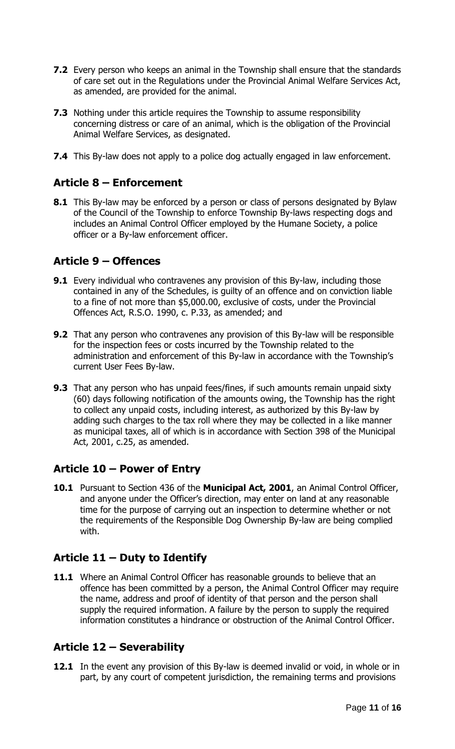**7.2** Every person who keeps an animal in the Township shall ensure that the standards of care set out in the Regulations under the Provincial Animal Welfare Services Act, as amended, are provided for the animal.

**7.3** Nothing under this article requires the Township to assume responsibility concerning distress or care of an animal, which is the obligation of the Provincial Animal Welfare Services, as designated.

**7.4** This By-law does not apply to a police dog actually engaged in law enforcement.

## Article 8 – Enforcement

**8.1** This By-law may be enforced by a person or class of persons designated by Bylaw of the Council of the Township to enforce Township By-laws respecting dogs and includes an Animal Control Officer employed by the Humane Society, a police officer or a By-law enforcement officer.

## Article 9 – Offences

**9.1** Every individual who contravenes any provision of this By-law, including those contained in any of the Schedules, is guilty of an offence and on conviction liable to a fine of not more than $5,000.00, exclusive of costs, under the Provincial Offences Act, R.S.O. 1990, c. P.33, as amended; and

**9.2** That any person who contravenes any provision of this By-law will be responsible for the inspection fees or costs incurred by the Township related to the administration and enforcement of this By-law in accordance with the Township's current User Fees By-law.

**9.3** That any person who has unpaid fees/fines, if such amounts remain unpaid sixty (60) days following notification of the amounts owing, the Township has the right to collect any unpaid costs, including interest, as authorized by this By-law by adding such charges to the tax roll where they may be collected in a like manner as municipal taxes, all of which is in accordance with Section 398 of the Municipal Act, 2001, c.25, as amended.

## Article 10 – Power of Entry

**10.1** Pursuant to Section 436 of the **Municipal Act, 2001**, an Animal Control Officer, and anyone under the Officer's direction, may enter on land at any reasonable time for the purpose of carrying out an inspection to determine whether or not the requirements of the Responsible Dog Ownership By-law are being complied with.

## Article 11 – Duty to Identify

**11.1** Where an Animal Control Officer has reasonable grounds to believe that an offence has been committed by a person, the Animal Control Officer may require the name, address and proof of identity of that person and the person shall supply the required information. A failure by the person to supply the required information constitutes a hindrance or obstruction of the Animal Control Officer.

## Article 12 – Severability

**12.1** In the event any provision of this By-law is deemed invalid or void, in whole or in part, by any court of competent jurisdiction, the remaining terms and provisions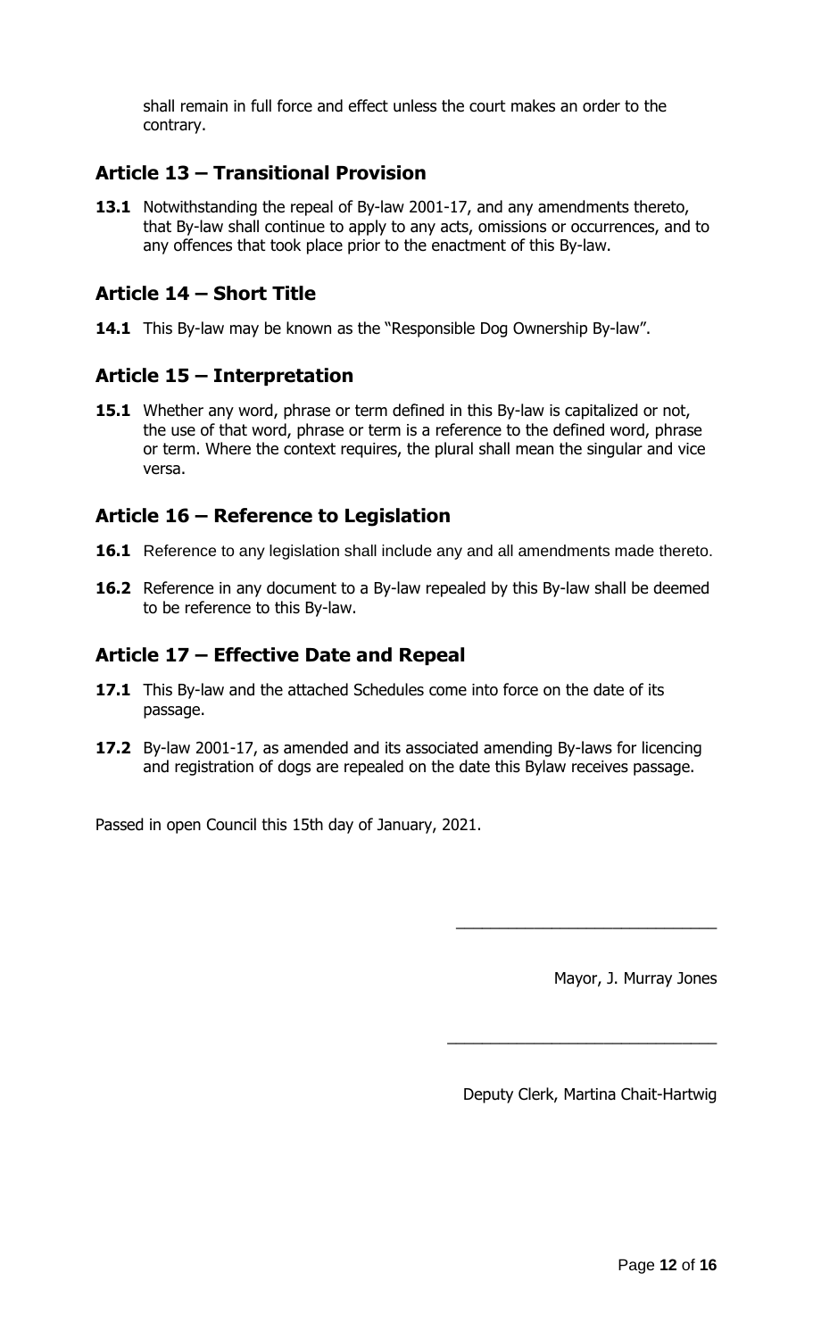shall remain in full force and effect unless the court makes an order to the contrary.

## Article 13 – Transitional Provision

**13.1** Notwithstanding the repeal of By-law 2001-17, and any amendments thereto, that By-law shall continue to apply to any acts, omissions or occurrences, and to any offences that took place prior to the enactment of this By-law.

## Article 14 – Short Title

**14.1** This By-law may be known as the "Responsible Dog Ownership By-law".

## Article 15 – Interpretation

**15.1** Whether any word, phrase or term defined in this By-law is capitalized or not, the use of that word, phrase or term is a reference to the defined word, phrase or term. Where the context requires, the plural shall mean the singular and vice versa.

## Article 16 – Reference to Legislation

**16.1** Reference to any legislation shall include any and all amendments made thereto.

**16.2** Reference in any document to a By-law repealed by this By-law shall be deemed to be reference to this By-law.

## Article 17 – Effective Date and Repeal

**17.1** This By-law and the attached Schedules come into force on the date of its passage.

**17.2** By-law 2001-17, as amended and its associated amending By-laws for licencing and registration of dogs are repealed on the date this Bylaw receives passage.

Passed in open Council this 15th day of January, 2021.

\_\_\_\_\_\_\_\_\_\_\_\_\_\_\_\_\_\_\_\_\_\_\_\_\_\_\_\_\_\_

Mayor, J. Murray Jones

\_\_\_\_\_\_\_\_\_\_\_\_\_\_\_\_\_\_\_\_\_\_\_\_\_\_\_\_\_\_

Deputy Clerk, Martina Chait-Hartwig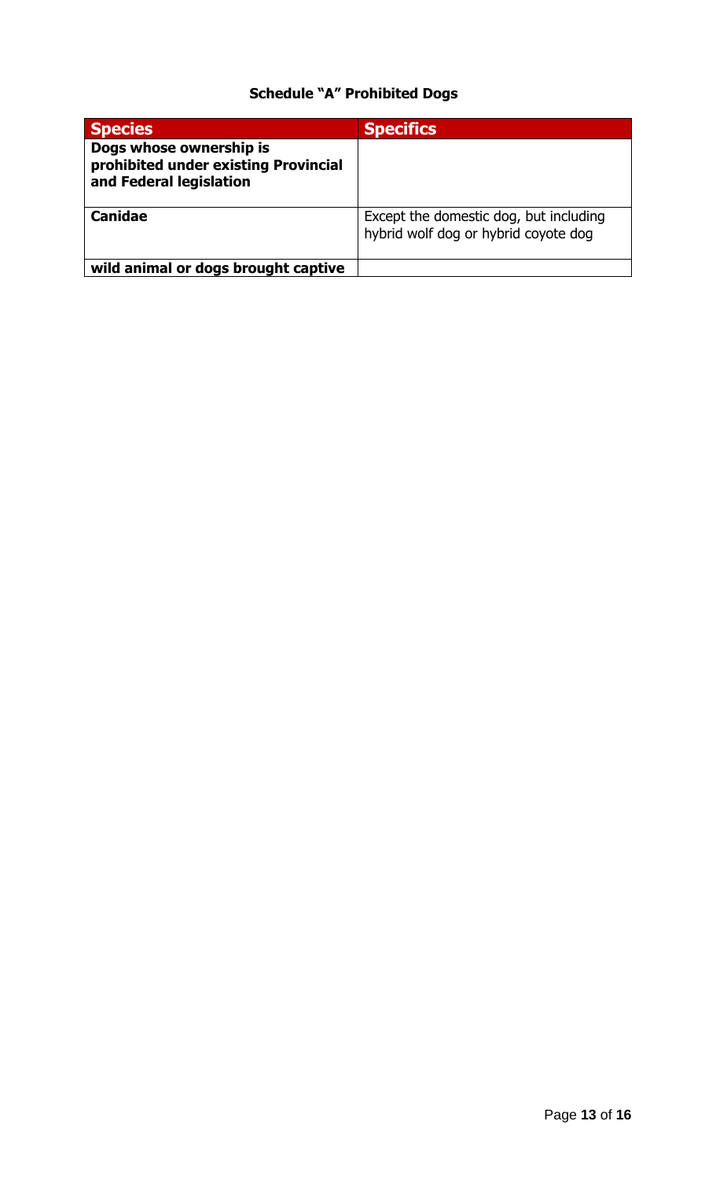**Schedule "A" Prohibited Dogs**

| Species | Specifics |
| --- | --- |
| **Dogs whose ownership is prohibited under existing Provincial and Federal legislation** | |
| **Canidae** | Except the domestic dog, but including hybrid wolf dog or hybrid coyote dog |
| **wild animal or dogs brought captive** | |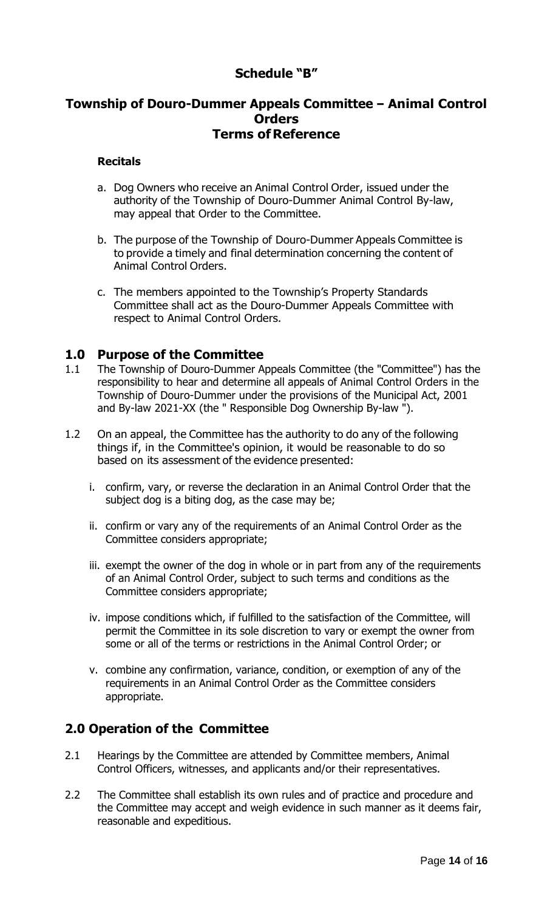# Schedule "B"

## Township of Douro-Dummer Appeals Committee – Animal Control Orders Terms of Reference

**Recitals**

a. Dog Owners who receive an Animal Control Order, issued under the authority of the Township of Douro-Dummer Animal Control By-law, may appeal that Order to the Committee.

b. The purpose of the Township of Douro-Dummer Appeals Committee is to provide a timely and final determination concerning the content of Animal Control Orders.

c. The members appointed to the Township's Property Standards Committee shall act as the Douro-Dummer Appeals Committee with respect to Animal Control Orders.

## 1.0 Purpose of the Committee

1.1 The Township of Douro-Dummer Appeals Committee (the "Committee") has the responsibility to hear and determine all appeals of Animal Control Orders in the Township of Douro-Dummer under the provisions of the Municipal Act, 2001 and By-law 2021-XX (the " Responsible Dog Ownership By-law ").

1.2 On an appeal, the Committee has the authority to do any of the following things if, in the Committee's opinion, it would be reasonable to do so based on its assessment of the evidence presented:

i. confirm, vary, or reverse the declaration in an Animal Control Order that the subject dog is a biting dog, as the case may be;

ii. confirm or vary any of the requirements of an Animal Control Order as the Committee considers appropriate;

iii. exempt the owner of the dog in whole or in part from any of the requirements of an Animal Control Order, subject to such terms and conditions as the Committee considers appropriate;

iv. impose conditions which, if fulfilled to the satisfaction of the Committee, will permit the Committee in its sole discretion to vary or exempt the owner from some or all of the terms or restrictions in the Animal Control Order; or

v. combine any confirmation, variance, condition, or exemption of any of the requirements in an Animal Control Order as the Committee considers appropriate.

## 2.0 Operation of the Committee

2.1 Hearings by the Committee are attended by Committee members, Animal Control Officers, witnesses, and applicants and/or their representatives.

2.2 The Committee shall establish its own rules and of practice and procedure and the Committee may accept and weigh evidence in such manner as it deems fair, reasonable and expeditious.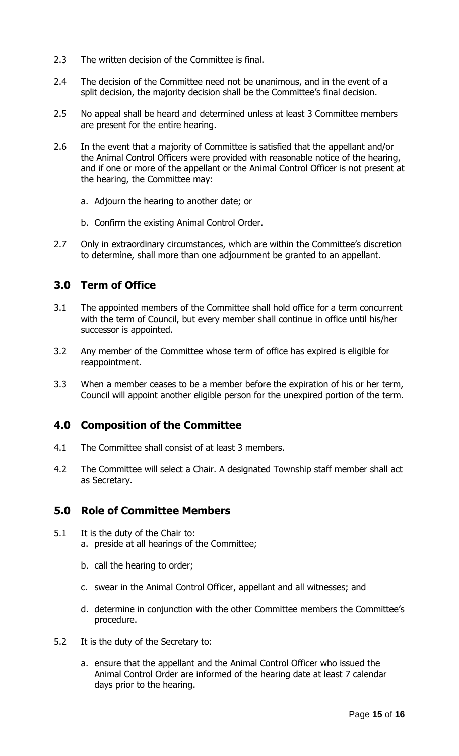2.3 The written decision of the Committee is final.

2.4 The decision of the Committee need not be unanimous, and in the event of a split decision, the majority decision shall be the Committee's final decision.

2.5 No appeal shall be heard and determined unless at least 3 Committee members are present for the entire hearing.

2.6 In the event that a majority of Committee is satisfied that the appellant and/or the Animal Control Officers were provided with reasonable notice of the hearing, and if one or more of the appellant or the Animal Control Officer is not present at the hearing, the Committee may:

   a. Adjourn the hearing to another date; or

   b. Confirm the existing Animal Control Order.

2.7 Only in extraordinary circumstances, which are within the Committee's discretion to determine, shall more than one adjournment be granted to an appellant.

## 3.0 Term of Office

3.1 The appointed members of the Committee shall hold office for a term concurrent with the term of Council, but every member shall continue in office until his/her successor is appointed.

3.2 Any member of the Committee whose term of office has expired is eligible for reappointment.

3.3 When a member ceases to be a member before the expiration of his or her term, Council will appoint another eligible person for the unexpired portion of the term.

## 4.0 Composition of the Committee

4.1 The Committee shall consist of at least 3 members.

4.2 The Committee will select a Chair. A designated Township staff member shall act as Secretary.

## 5.0 Role of Committee Members

5.1 It is the duty of the Chair to:

   a. preside at all hearings of the Committee;

   b. call the hearing to order;

   c. swear in the Animal Control Officer, appellant and all witnesses; and

   d. determine in conjunction with the other Committee members the Committee's procedure.

5.2 It is the duty of the Secretary to:

   a. ensure that the appellant and the Animal Control Officer who issued the Animal Control Order are informed of the hearing date at least 7 calendar days prior to the hearing.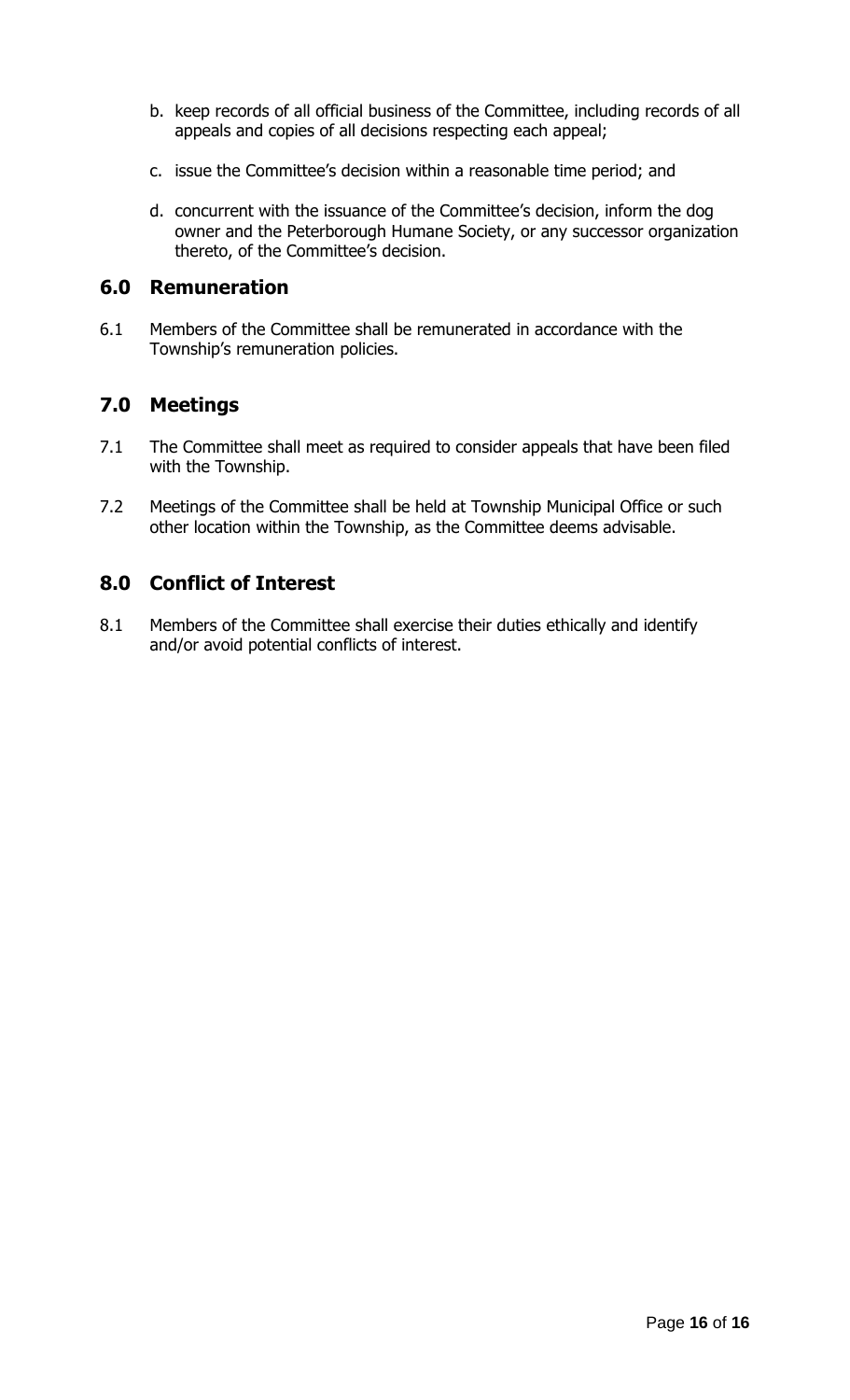b. keep records of all official business of the Committee, including records of all appeals and copies of all decisions respecting each appeal;

c. issue the Committee's decision within a reasonable time period; and

d. concurrent with the issuance of the Committee's decision, inform the dog owner and the Peterborough Humane Society, or any successor organization thereto, of the Committee's decision.

## 6.0 Remuneration

6.1 Members of the Committee shall be remunerated in accordance with the Township's remuneration policies.

## 7.0 Meetings

7.1 The Committee shall meet as required to consider appeals that have been filed with the Township.

7.2 Meetings of the Committee shall be held at Township Municipal Office or such other location within the Township, as the Committee deems advisable.

## 8.0 Conflict of Interest

8.1 Members of the Committee shall exercise their duties ethically and identify and/or avoid potential conflicts of interest.